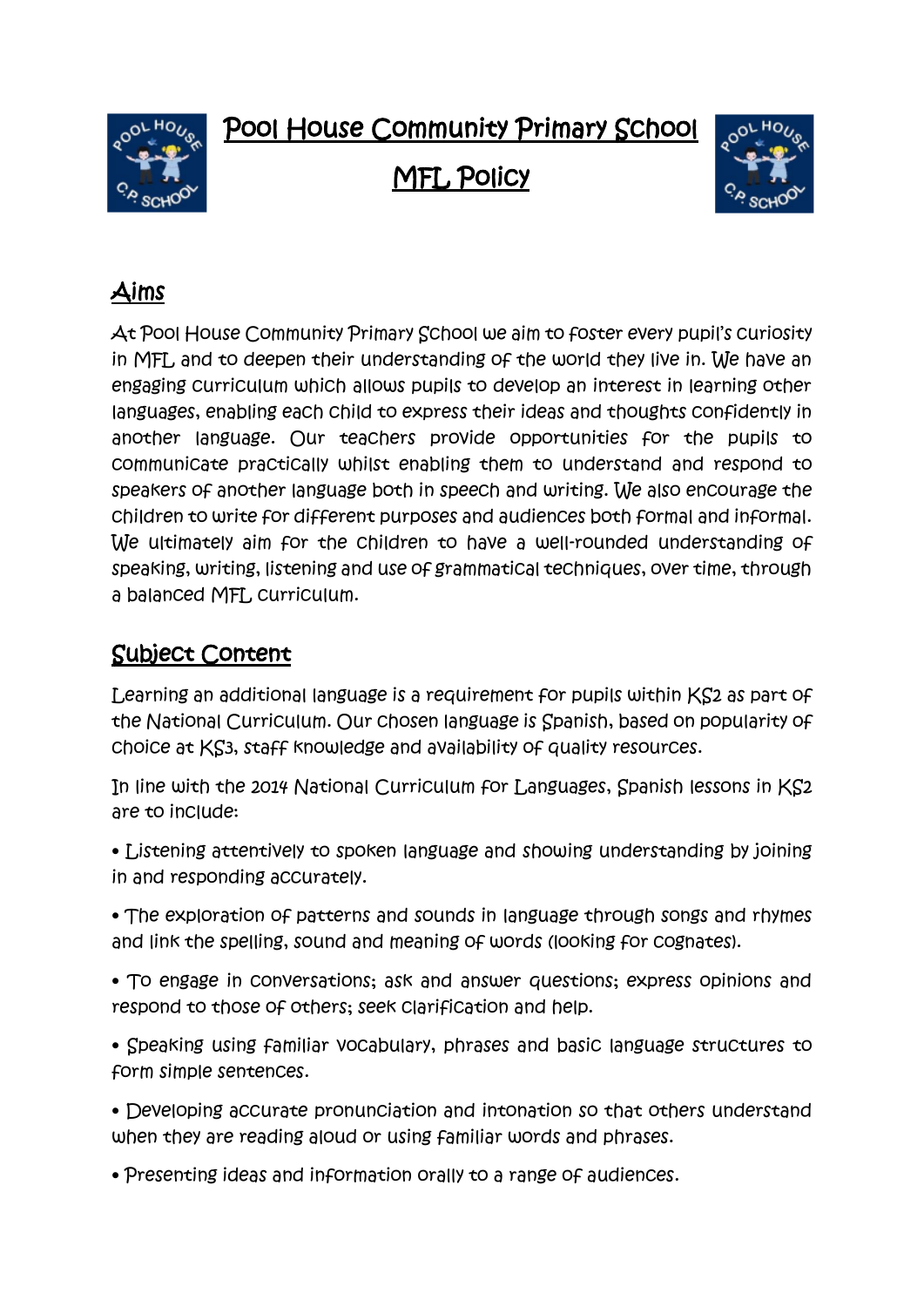# Pool House Community Primary School

# MFL Policy

## Aims

At Pool House Community Primary School we aim to foster every pupil's curiosity in MFL and to deepen their understanding of the world they live in. We have an engaging curriculum which allows pupils to develop an interest in learning other languages, enabling each child to express their ideas and thoughts confidently in another language. Our teachers provide opportunities for the pupils to communicate practically whilst enabling them to understand and respond to speakers of another language both in speech and writing. We also encourage the children to write for different purposes and audiences both formal and informal. We ultimately aim for the children to have a well-rounded understanding of speaking, writing, listening and use of grammatical techniques, over time, through a balanced MFL curriculum.

## Subject Content

Learning an additional language is a requirement for pupils within KS2 as part of the National Curriculum. Our chosen language is Spanish, based on popularity of choice at KS3, staff knowledge and availability of quality resources.

In line with the 2014 National Curriculum for Languages, Spanish lessons in KS2 are to include:

- Listening attentively to spoken language and showing understanding by joining in and responding accurately.
- The exploration of patterns and sounds in language through songs and rhymes and link the spelling, sound and meaning of words (looking for cognates).
- To engage in conversations; ask and answer questions; express opinions and respond to those of others; seek clarification and help.
- Speaking using familiar vocabulary, phrases and basic language structures to form simple sentences.
- Developing accurate pronunciation and intonation so that others understand when they are reading aloud or using familiar words and phrases.
- Presenting ideas and information orally to a range of audiences.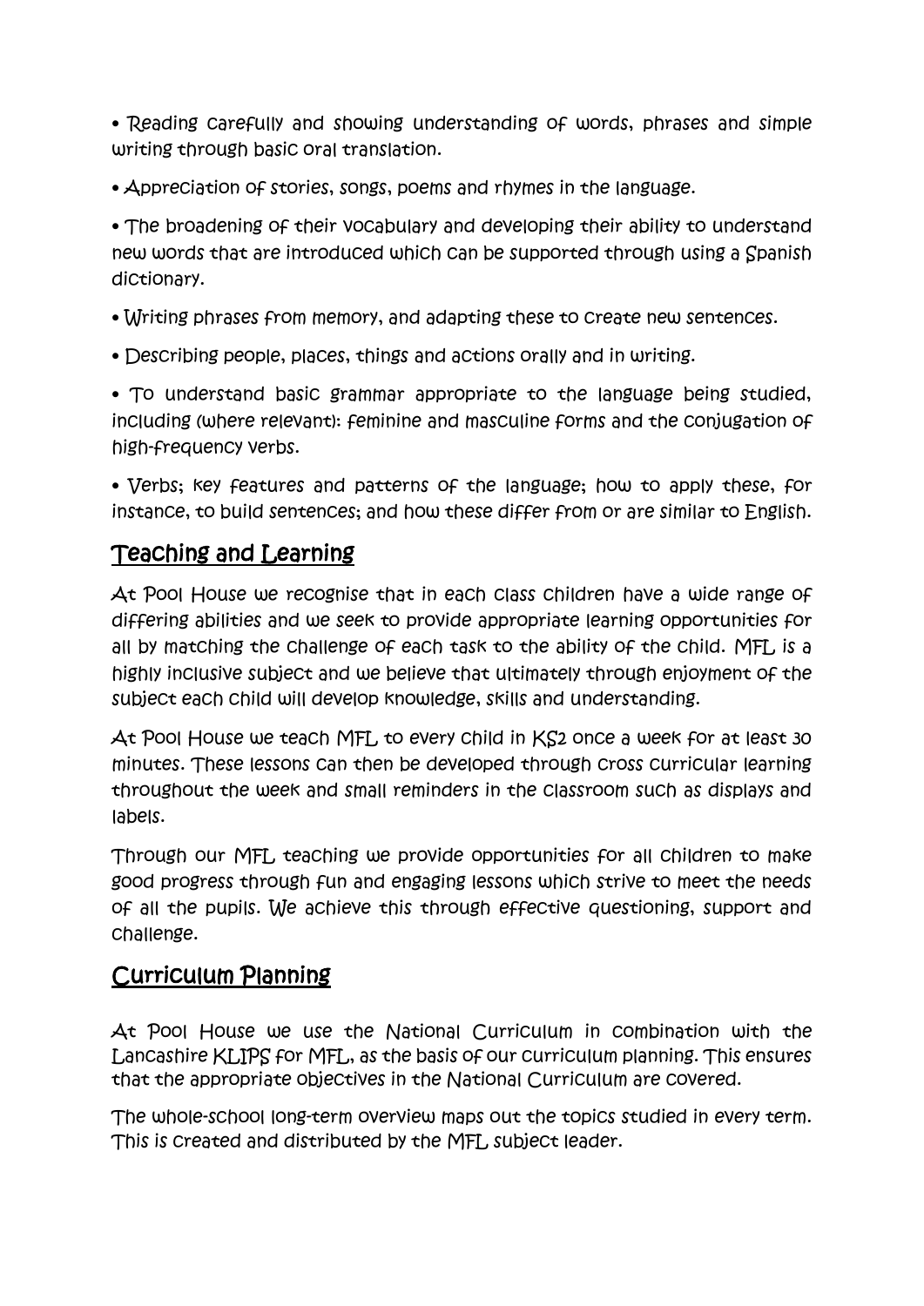- Reading carefully and showing understanding of words, phrases and simple writing through basic oral translation.
- Appreciation of stories, songs, poems and rhymes in the language.
- The broadening of their vocabulary and developing their ability to understand new words that are introduced which can be supported through using a Spanish dictionary.
- Writing phrases from memory, and adapting these to create new sentences.
- Describing people, places, things and actions orally and in writing.
- To understand basic grammar appropriate to the language being studied, including (where relevant): feminine and masculine forms and the conjugation of high-frequency verbs.
- Verbs; key features and patterns of the language; how to apply these, for instance, to build sentences; and how these differ from or are similar to English.

## Teaching and Learning

At Pool House we recognise that in each class children have a wide range of differing abilities and we seek to provide appropriate learning opportunities for all by matching the challenge of each task to the ability of the child. MFL is a highly inclusive subject and we believe that ultimately through enjoyment of the subject each child will develop knowledge, skills and understanding.

At Pool House we teach MFL to every child in KS2 once a week for at least 30 minutes. These lessons can then be developed through cross curricular learning throughout the week and small reminders in the classroom such as displays and labels.

Through our MFL teaching we provide opportunities for all children to make good progress through fun and engaging lessons which strive to meet the needs of all the pupils. We achieve this through effective questioning, support and challenge.

## Curriculum Planning

At Pool House we use the National Curriculum in combination with the Lancashire KLIPS for MFL, as the basis of our curriculum planning. This ensures that the appropriate objectives in the National Curriculum are covered.

The whole-school long-term overview maps out the topics studied in every term. This is created and distributed by the MFL subject leader.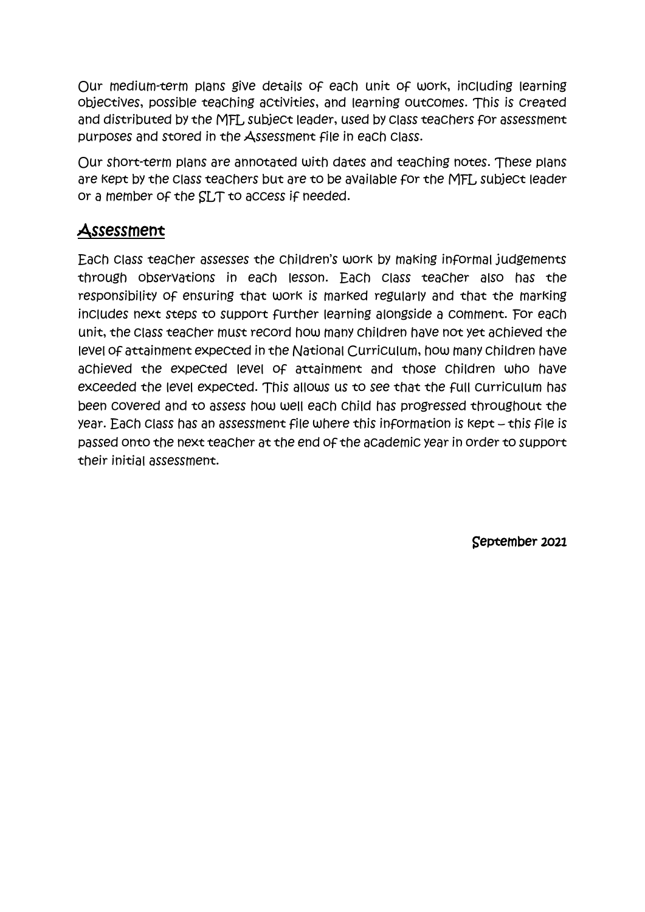Our medium-term plans give details of each unit of work, including learning objectives, possible teaching activities, and learning outcomes. This is created and distributed by the MFL subject leader, used by class teachers for assessment purposes and stored in the Assessment file in each class.

Our short-term plans are annotated with dates and teaching notes. These plans are kept by the class teachers but are to be available for the MFL subject leader or a member of the SLT to access if needed.

## Assessment

Each class teacher assesses the children's work by making informal judgements through observations in each lesson. Each class teacher also has the responsibility of ensuring that work is marked regularly and that the marking includes next steps to support further learning alongside a comment. For each unit, the class teacher must record how many children have not yet achieved the level of attainment expected in the National Curriculum, how many children have achieved the expected level of attainment and those children who have exceeded the level expected. This allows us to see that the full curriculum has been covered and to assess how well each child has progressed throughout the year. Each class has an assessment file where this information is kept – this file is passed onto the next teacher at the end of the academic year in order to support their initial assessment.

**September 2021**